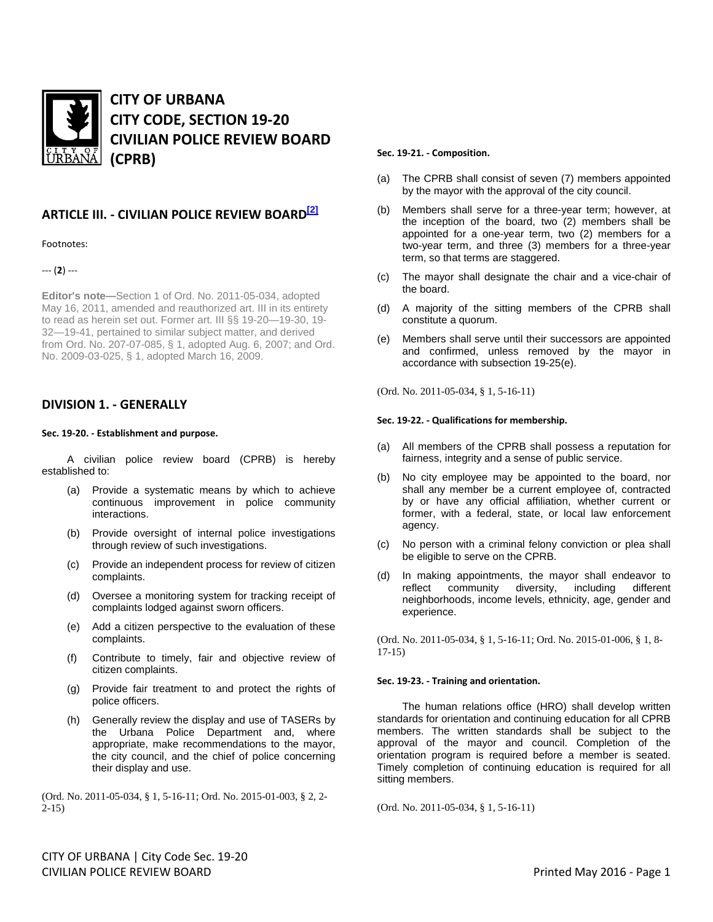# CITY OF URBANA
# CITY CODE, SECTION 19-20
# CIVILIAN POLICE REVIEW BOARD (CPRB)

## ARTICLE III. - CIVILIAN POLICE REVIEW BOARD[2]

Footnotes:

--- (**2**) ---

**Editor's note—**Section 1 of Ord. No. 2011-05-034, adopted May 16, 2011, amended and reauthorized art. III in its entirety to read as herein set out. Former art. III §§ 19-20—19-30, 19-32—19-41, pertained to similar subject matter, and derived from Ord. No. 207-07-085, § 1, adopted Aug. 6, 2007; and Ord. No. 2009-03-025, § 1, adopted March 16, 2009.

## DIVISION 1. - GENERALLY

**Sec. 19-20. - Establishment and purpose.**

A civilian police review board (CPRB) is hereby established to:

(a) Provide a systematic means by which to achieve continuous improvement in police community interactions.

(b) Provide oversight of internal police investigations through review of such investigations.

(c) Provide an independent process for review of citizen complaints.

(d) Oversee a monitoring system for tracking receipt of complaints lodged against sworn officers.

(e) Add a citizen perspective to the evaluation of these complaints.

(f) Contribute to timely, fair and objective review of citizen complaints.

(g) Provide fair treatment to and protect the rights of police officers.

(h) Generally review the display and use of TASERs by the Urbana Police Department and, where appropriate, make recommendations to the mayor, the city council, and the chief of police concerning their display and use.

(Ord. No. 2011-05-034, § 1, 5-16-11; Ord. No. 2015-01-003, § 2, 2-2-15)

**Sec. 19-21. - Composition.**

(a) The CPRB shall consist of seven (7) members appointed by the mayor with the approval of the city council.

(b) Members shall serve for a three-year term; however, at the inception of the board, two (2) members shall be appointed for a one-year term, two (2) members for a two-year term, and three (3) members for a three-year term, so that terms are staggered.

(c) The mayor shall designate the chair and a vice-chair of the board.

(d) A majority of the sitting members of the CPRB shall constitute a quorum.

(e) Members shall serve until their successors are appointed and confirmed, unless removed by the mayor in accordance with subsection 19-25(e).

(Ord. No. 2011-05-034, § 1, 5-16-11)

**Sec. 19-22. - Qualifications for membership.**

(a) All members of the CPRB shall possess a reputation for fairness, integrity and a sense of public service.

(b) No city employee may be appointed to the board, nor shall any member be a current employee of, contracted by or have any official affiliation, whether current or former, with a federal, state, or local law enforcement agency.

(c) No person with a criminal felony conviction or plea shall be eligible to serve on the CPRB.

(d) In making appointments, the mayor shall endeavor to reflect community diversity, including different neighborhoods, income levels, ethnicity, age, gender and experience.

(Ord. No. 2011-05-034, § 1, 5-16-11; Ord. No. 2015-01-006, § 1, 8-17-15)

**Sec. 19-23. - Training and orientation.**

The human relations office (HRO) shall develop written standards for orientation and continuing education for all CPRB members. The written standards shall be subject to the approval of the mayor and council. Completion of the orientation program is required before a member is seated. Timely completion of continuing education is required for all sitting members.

(Ord. No. 2011-05-034, § 1, 5-16-11)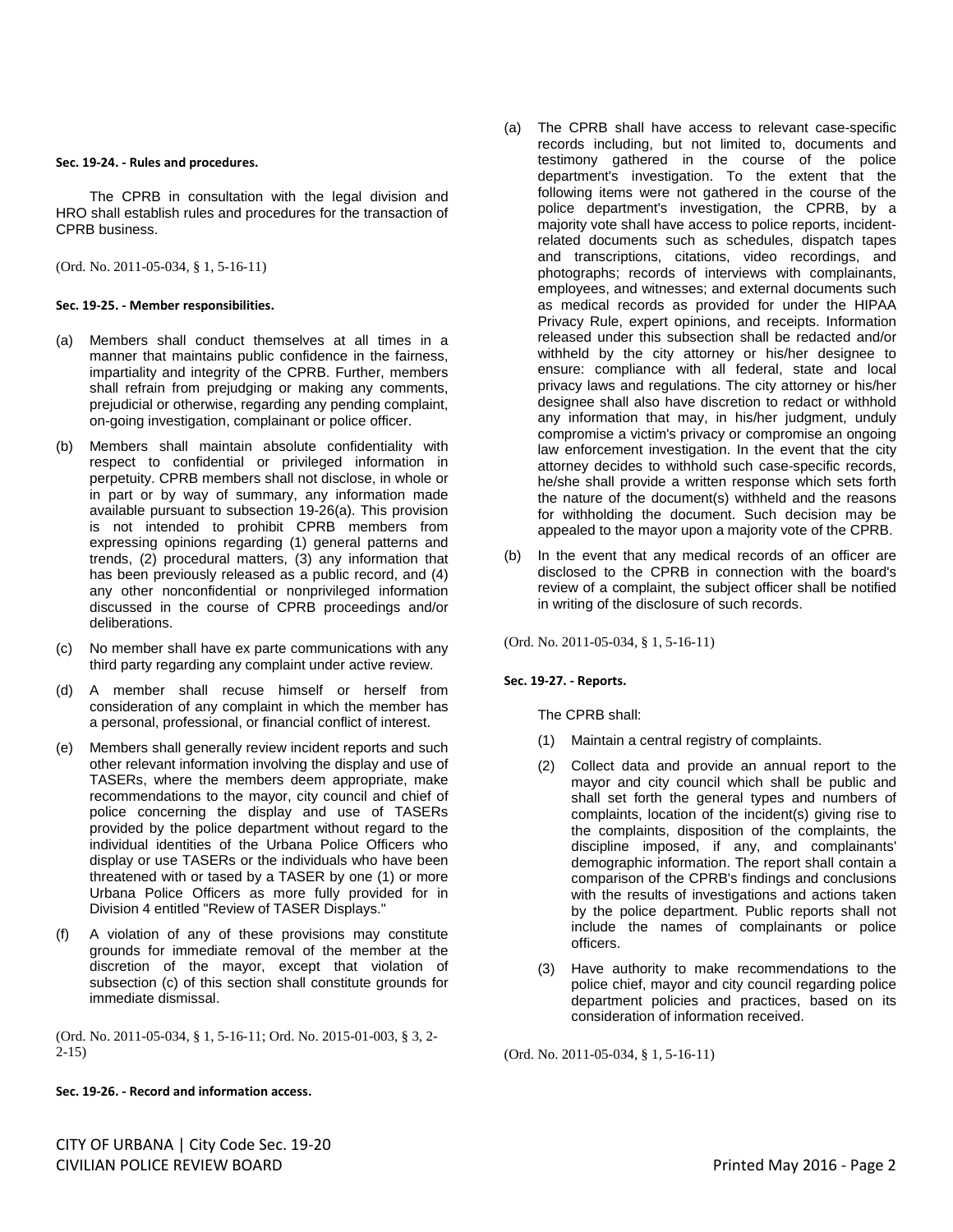#### Sec. 19-24. - Rules and procedures.

The CPRB in consultation with the legal division and HRO shall establish rules and procedures for the transaction of CPRB business.

(Ord. No. 2011-05-034, § 1, 5-16-11)

#### Sec. 19-25. - Member responsibilities.

(a) Members shall conduct themselves at all times in a manner that maintains public confidence in the fairness, impartiality and integrity of the CPRB. Further, members shall refrain from prejudging or making any comments, prejudicial or otherwise, regarding any pending complaint, on-going investigation, complainant or police officer.

(b) Members shall maintain absolute confidentiality with respect to confidential or privileged information in perpetuity. CPRB members shall not disclose, in whole or in part or by way of summary, any information made available pursuant to subsection 19-26(a). This provision is not intended to prohibit CPRB members from expressing opinions regarding (1) general patterns and trends, (2) procedural matters, (3) any information that has been previously released as a public record, and (4) any other nonconfidential or nonprivileged information discussed in the course of CPRB proceedings and/or deliberations.

(c) No member shall have ex parte communications with any third party regarding any complaint under active review.

(d) A member shall recuse himself or herself from consideration of any complaint in which the member has a personal, professional, or financial conflict of interest.

(e) Members shall generally review incident reports and such other relevant information involving the display and use of TASERs, where the members deem appropriate, make recommendations to the mayor, city council and chief of police concerning the display and use of TASERs provided by the police department without regard to the individual identities of the Urbana Police Officers who display or use TASERs or the individuals who have been threatened with or tased by a TASER by one (1) or more Urbana Police Officers as more fully provided for in Division 4 entitled "Review of TASER Displays."

(f) A violation of any of these provisions may constitute grounds for immediate removal of the member at the discretion of the mayor, except that violation of subsection (c) of this section shall constitute grounds for immediate dismissal.

(Ord. No. 2011-05-034, § 1, 5-16-11; Ord. No. 2015-01-003, § 3, 2-2-15)

#### Sec. 19-26. - Record and information access.

(a) The CPRB shall have access to relevant case-specific records including, but not limited to, documents and testimony gathered in the course of the police department's investigation. To the extent that the following items were not gathered in the course of the police department's investigation, the CPRB, by a majority vote shall have access to police reports, incident-related documents such as schedules, dispatch tapes and transcriptions, citations, video recordings, and photographs; records of interviews with complainants, employees, and witnesses; and external documents such as medical records as provided for under the HIPAA Privacy Rule, expert opinions, and receipts. Information released under this subsection shall be redacted and/or withheld by the city attorney or his/her designee to ensure: compliance with all federal, state and local privacy laws and regulations. The city attorney or his/her designee shall also have discretion to redact or withhold any information that may, in his/her judgment, unduly compromise a victim's privacy or compromise an ongoing law enforcement investigation. In the event that the city attorney decides to withhold such case-specific records, he/she shall provide a written response which sets forth the nature of the document(s) withheld and the reasons for withholding the document. Such decision may be appealed to the mayor upon a majority vote of the CPRB.

(b) In the event that any medical records of an officer are disclosed to the CPRB in connection with the board's review of a complaint, the subject officer shall be notified in writing of the disclosure of such records.

(Ord. No. 2011-05-034, § 1, 5-16-11)

#### Sec. 19-27. - Reports.

The CPRB shall:

(1) Maintain a central registry of complaints.

(2) Collect data and provide an annual report to the mayor and city council which shall be public and shall set forth the general types and numbers of complaints, location of the incident(s) giving rise to the complaints, disposition of the complaints, the discipline imposed, if any, and complainants' demographic information. The report shall contain a comparison of the CPRB's findings and conclusions with the results of investigations and actions taken by the police department. Public reports shall not include the names of complainants or police officers.

(3) Have authority to make recommendations to the police chief, mayor and city council regarding police department policies and practices, based on its consideration of information received.

(Ord. No. 2011-05-034, § 1, 5-16-11)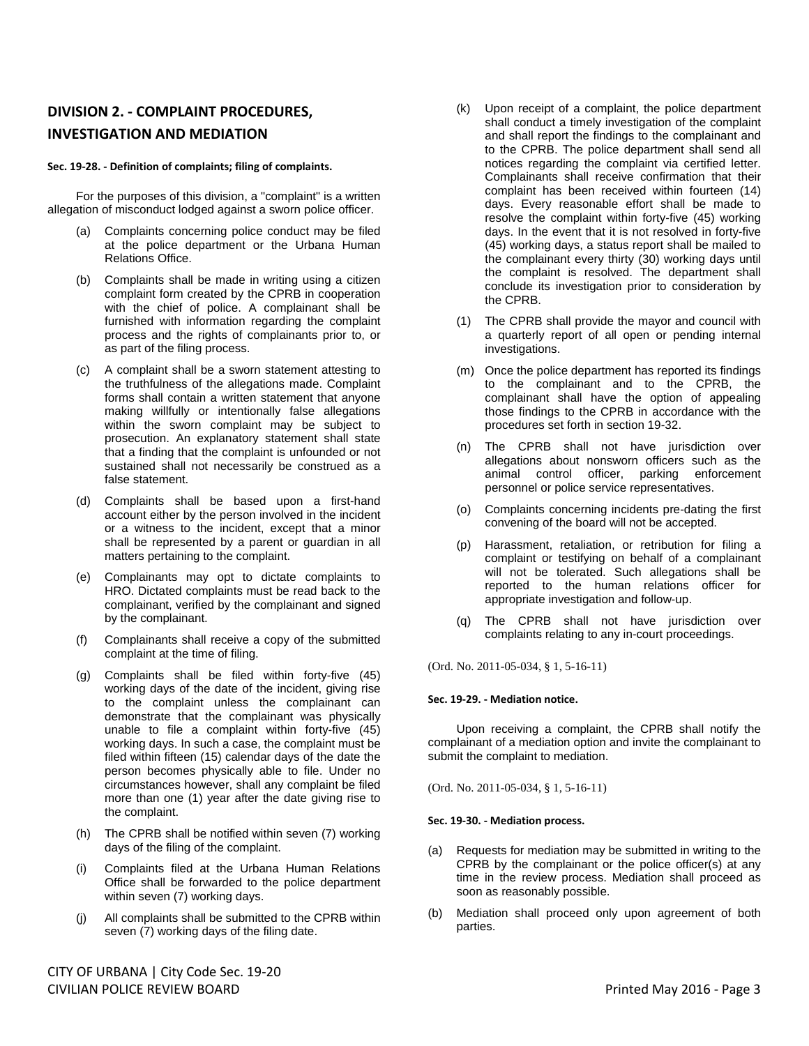## DIVISION 2. - COMPLAINT PROCEDURES, INVESTIGATION AND MEDIATION

#### Sec. 19-28. - Definition of complaints; filing of complaints.

For the purposes of this division, a "complaint" is a written allegation of misconduct lodged against a sworn police officer.

(a) Complaints concerning police conduct may be filed at the police department or the Urbana Human Relations Office.

(b) Complaints shall be made in writing using a citizen complaint form created by the CPRB in cooperation with the chief of police. A complainant shall be furnished with information regarding the complaint process and the rights of complainants prior to, or as part of the filing process.

(c) A complaint shall be a sworn statement attesting to the truthfulness of the allegations made. Complaint forms shall contain a written statement that anyone making willfully or intentionally false allegations within the sworn complaint may be subject to prosecution. An explanatory statement shall state that a finding that the complaint is unfounded or not sustained shall not necessarily be construed as a false statement.

(d) Complaints shall be based upon a first-hand account either by the person involved in the incident or a witness to the incident, except that a minor shall be represented by a parent or guardian in all matters pertaining to the complaint.

(e) Complainants may opt to dictate complaints to HRO. Dictated complaints must be read back to the complainant, verified by the complainant and signed by the complainant.

(f) Complainants shall receive a copy of the submitted complaint at the time of filing.

(g) Complaints shall be filed within forty-five (45) working days of the date of the incident, giving rise to the complaint unless the complainant can demonstrate that the complainant was physically unable to file a complaint within forty-five (45) working days. In such a case, the complaint must be filed within fifteen (15) calendar days of the date the person becomes physically able to file. Under no circumstances however, shall any complaint be filed more than one (1) year after the date giving rise to the complaint.

(h) The CPRB shall be notified within seven (7) working days of the filing of the complaint.

(i) Complaints filed at the Urbana Human Relations Office shall be forwarded to the police department within seven (7) working days.

(j) All complaints shall be submitted to the CPRB within seven (7) working days of the filing date.

(k) Upon receipt of a complaint, the police department shall conduct a timely investigation of the complaint and shall report the findings to the complainant and to the CPRB. The police department shall send all notices regarding the complaint via certified letter. Complainants shall receive confirmation that their complaint has been received within fourteen (14) days. Every reasonable effort shall be made to resolve the complaint within forty-five (45) working days. In the event that it is not resolved in forty-five (45) working days, a status report shall be mailed to the complainant every thirty (30) working days until the complaint is resolved. The department shall conclude its investigation prior to consideration by the CPRB.

(1) The CPRB shall provide the mayor and council with a quarterly report of all open or pending internal investigations.

(m) Once the police department has reported its findings to the complainant and to the CPRB, the complainant shall have the option of appealing those findings to the CPRB in accordance with the procedures set forth in section 19-32.

(n) The CPRB shall not have jurisdiction over allegations about nonsworn officers such as the animal control officer, parking enforcement personnel or police service representatives.

(o) Complaints concerning incidents pre-dating the first convening of the board will not be accepted.

(p) Harassment, retaliation, or retribution for filing a complaint or testifying on behalf of a complainant will not be tolerated. Such allegations shall be reported to the human relations officer for appropriate investigation and follow-up.

(q) The CPRB shall not have jurisdiction over complaints relating to any in-court proceedings.

(Ord. No. 2011-05-034, § 1, 5-16-11)

#### Sec. 19-29. - Mediation notice.

Upon receiving a complaint, the CPRB shall notify the complainant of a mediation option and invite the complainant to submit the complaint to mediation.

(Ord. No. 2011-05-034, § 1, 5-16-11)

#### Sec. 19-30. - Mediation process.

(a) Requests for mediation may be submitted in writing to the CPRB by the complainant or the police officer(s) at any time in the review process. Mediation shall proceed as soon as reasonably possible.

(b) Mediation shall proceed only upon agreement of both parties.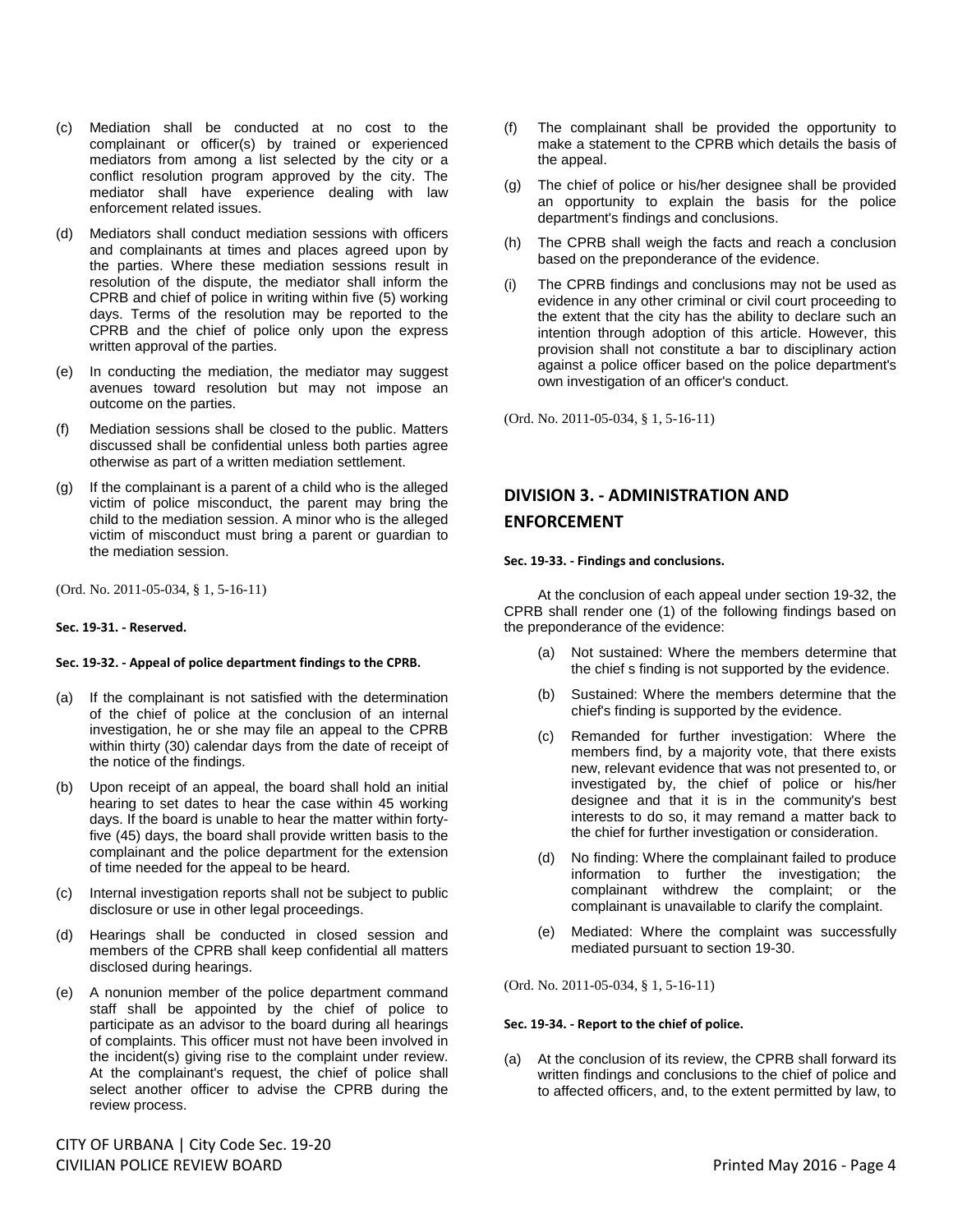(c) Mediation shall be conducted at no cost to the complainant or officer(s) by trained or experienced mediators from among a list selected by the city or a conflict resolution program approved by the city. The mediator shall have experience dealing with law enforcement related issues.

(d) Mediators shall conduct mediation sessions with officers and complainants at times and places agreed upon by the parties. Where these mediation sessions result in resolution of the dispute, the mediator shall inform the CPRB and chief of police in writing within five (5) working days. Terms of the resolution may be reported to the CPRB and the chief of police only upon the express written approval of the parties.

(e) In conducting the mediation, the mediator may suggest avenues toward resolution but may not impose an outcome on the parties.

(f) Mediation sessions shall be closed to the public. Matters discussed shall be confidential unless both parties agree otherwise as part of a written mediation settlement.

(g) If the complainant is a parent of a child who is the alleged victim of police misconduct, the parent may bring the child to the mediation session. A minor who is the alleged victim of misconduct must bring a parent or guardian to the mediation session.

(Ord. No. 2011-05-034, § 1, 5-16-11)

**Sec. 19-31. - Reserved.**

**Sec. 19-32. - Appeal of police department findings to the CPRB.**

(a) If the complainant is not satisfied with the determination of the chief of police at the conclusion of an internal investigation, he or she may file an appeal to the CPRB within thirty (30) calendar days from the date of receipt of the notice of the findings.

(b) Upon receipt of an appeal, the board shall hold an initial hearing to set dates to hear the case within 45 working days. If the board is unable to hear the matter within forty-five (45) days, the board shall provide written basis to the complainant and the police department for the extension of time needed for the appeal to be heard.

(c) Internal investigation reports shall not be subject to public disclosure or use in other legal proceedings.

(d) Hearings shall be conducted in closed session and members of the CPRB shall keep confidential all matters disclosed during hearings.

(e) A nonunion member of the police department command staff shall be appointed by the chief of police to participate as an advisor to the board during all hearings of complaints. This officer must not have been involved in the incident(s) giving rise to the complaint under review. At the complainant's request, the chief of police shall select another officer to advise the CPRB during the review process.

(f) The complainant shall be provided the opportunity to make a statement to the CPRB which details the basis of the appeal.

(g) The chief of police or his/her designee shall be provided an opportunity to explain the basis for the police department's findings and conclusions.

(h) The CPRB shall weigh the facts and reach a conclusion based on the preponderance of the evidence.

(i) The CPRB findings and conclusions may not be used as evidence in any other criminal or civil court proceeding to the extent that the city has the ability to declare such an intention through adoption of this article. However, this provision shall not constitute a bar to disciplinary action against a police officer based on the police department's own investigation of an officer's conduct.

(Ord. No. 2011-05-034, § 1, 5-16-11)

## DIVISION 3. - ADMINISTRATION AND ENFORCEMENT

**Sec. 19-33. - Findings and conclusions.**

At the conclusion of each appeal under section 19-32, the CPRB shall render one (1) of the following findings based on the preponderance of the evidence:

(a) Not sustained: Where the members determine that the chief s finding is not supported by the evidence.

(b) Sustained: Where the members determine that the chief's finding is supported by the evidence.

(c) Remanded for further investigation: Where the members find, by a majority vote, that there exists new, relevant evidence that was not presented to, or investigated by, the chief of police or his/her designee and that it is in the community's best interests to do so, it may remand a matter back to the chief for further investigation or consideration.

(d) No finding: Where the complainant failed to produce information to further the investigation; the complainant withdrew the complaint; or the complainant is unavailable to clarify the complaint.

(e) Mediated: Where the complaint was successfully mediated pursuant to section 19-30.

(Ord. No. 2011-05-034, § 1, 5-16-11)

**Sec. 19-34. - Report to the chief of police.**

(a) At the conclusion of its review, the CPRB shall forward its written findings and conclusions to the chief of police and to affected officers, and, to the extent permitted by law, to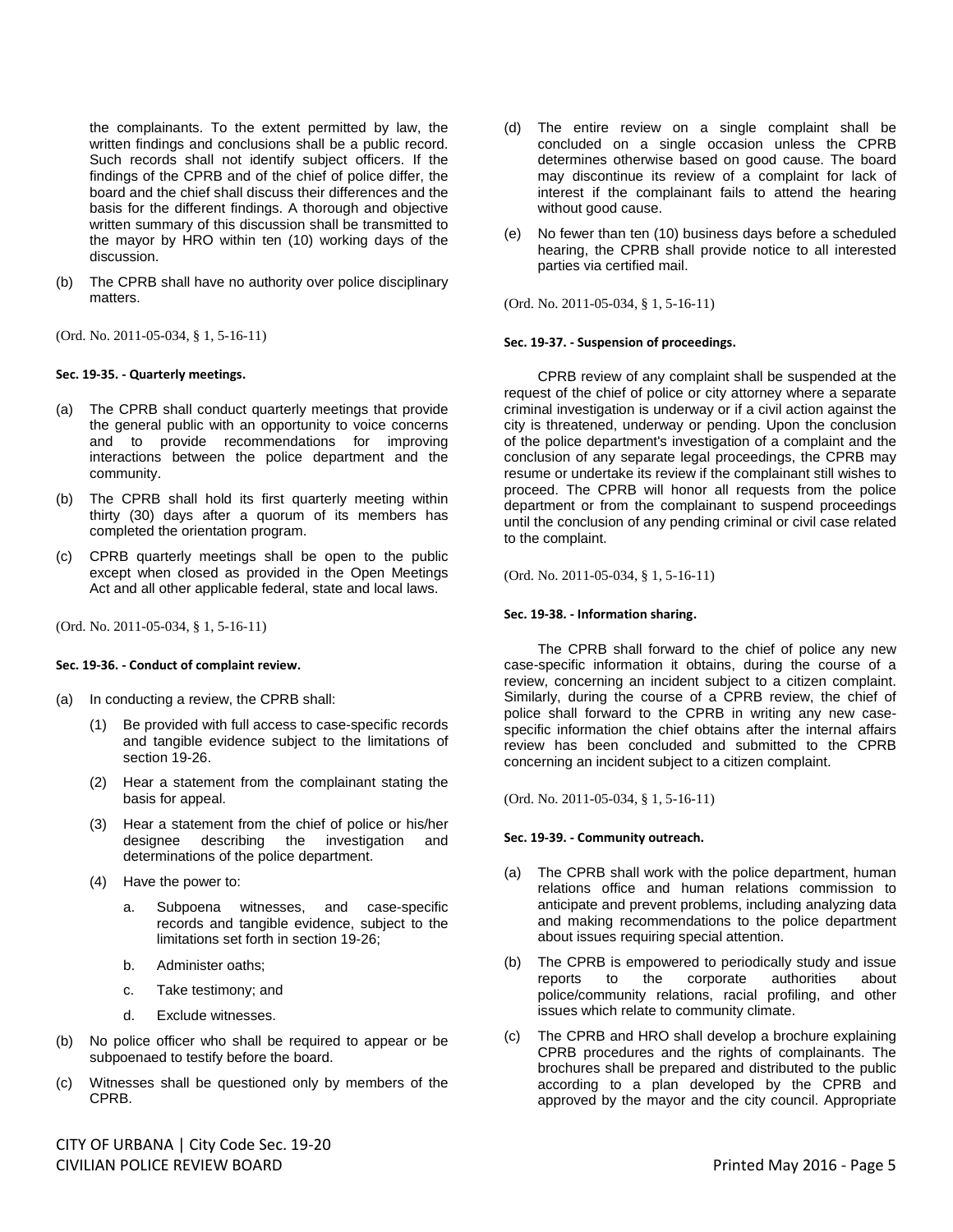the complainants. To the extent permitted by law, the written findings and conclusions shall be a public record. Such records shall not identify subject officers. If the findings of the CPRB and of the chief of police differ, the board and the chief shall discuss their differences and the basis for the different findings. A thorough and objective written summary of this discussion shall be transmitted to the mayor by HRO within ten (10) working days of the discussion.

(b) The CPRB shall have no authority over police disciplinary matters.

(Ord. No. 2011-05-034, § 1, 5-16-11)

#### Sec. 19-35. - Quarterly meetings.

(a) The CPRB shall conduct quarterly meetings that provide the general public with an opportunity to voice concerns and to provide recommendations for improving interactions between the police department and the community.

(b) The CPRB shall hold its first quarterly meeting within thirty (30) days after a quorum of its members has completed the orientation program.

(c) CPRB quarterly meetings shall be open to the public except when closed as provided in the Open Meetings Act and all other applicable federal, state and local laws.

(Ord. No. 2011-05-034, § 1, 5-16-11)

#### Sec. 19-36. - Conduct of complaint review.

(a) In conducting a review, the CPRB shall:

   (1) Be provided with full access to case-specific records and tangible evidence subject to the limitations of section 19-26.

   (2) Hear a statement from the complainant stating the basis for appeal.

   (3) Hear a statement from the chief of police or his/her designee describing the investigation and determinations of the police department.

   (4) Have the power to:

      a. Subpoena witnesses, and case-specific records and tangible evidence, subject to the limitations set forth in section 19-26;

      b. Administer oaths;

      c. Take testimony; and

      d. Exclude witnesses.

(b) No police officer who shall be required to appear or be subpoenaed to testify before the board.

(c) Witnesses shall be questioned only by members of the CPRB.

(d) The entire review on a single complaint shall be concluded on a single occasion unless the CPRB determines otherwise based on good cause. The board may discontinue its review of a complaint for lack of interest if the complainant fails to attend the hearing without good cause.

(e) No fewer than ten (10) business days before a scheduled hearing, the CPRB shall provide notice to all interested parties via certified mail.

(Ord. No. 2011-05-034, § 1, 5-16-11)

#### Sec. 19-37. - Suspension of proceedings.

CPRB review of any complaint shall be suspended at the request of the chief of police or city attorney where a separate criminal investigation is underway or if a civil action against the city is threatened, underway or pending. Upon the conclusion of the police department's investigation of a complaint and the conclusion of any separate legal proceedings, the CPRB may resume or undertake its review if the complainant still wishes to proceed. The CPRB will honor all requests from the police department or from the complainant to suspend proceedings until the conclusion of any pending criminal or civil case related to the complaint.

(Ord. No. 2011-05-034, § 1, 5-16-11)

#### Sec. 19-38. - Information sharing.

The CPRB shall forward to the chief of police any new case-specific information it obtains, during the course of a review, concerning an incident subject to a citizen complaint. Similarly, during the course of a CPRB review, the chief of police shall forward to the CPRB in writing any new case-specific information the chief obtains after the internal affairs review has been concluded and submitted to the CPRB concerning an incident subject to a citizen complaint.

(Ord. No. 2011-05-034, § 1, 5-16-11)

#### Sec. 19-39. - Community outreach.

(a) The CPRB shall work with the police department, human relations office and human relations commission to anticipate and prevent problems, including analyzing data and making recommendations to the police department about issues requiring special attention.

(b) The CPRB is empowered to periodically study and issue reports to the corporate authorities about police/community relations, racial profiling, and other issues which relate to community climate.

(c) The CPRB and HRO shall develop a brochure explaining CPRB procedures and the rights of complainants. The brochures shall be prepared and distributed to the public according to a plan developed by the CPRB and approved by the mayor and the city council. Appropriate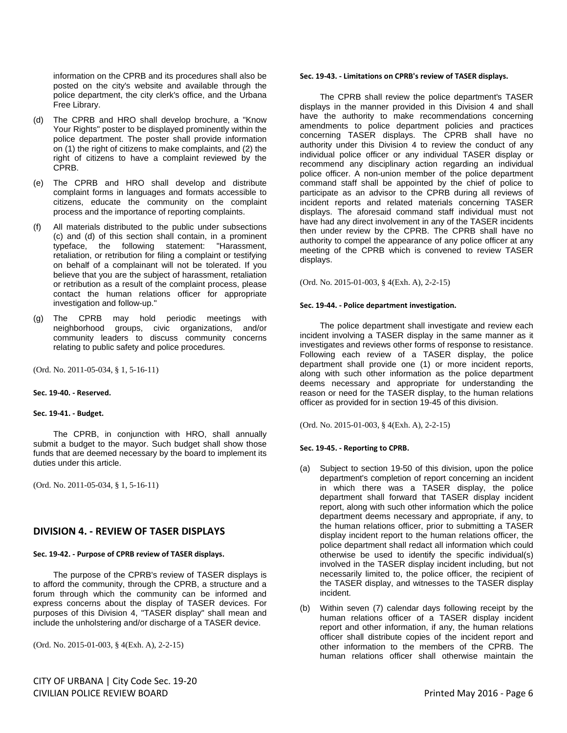information on the CPRB and its procedures shall also be posted on the city's website and available through the police department, the city clerk's office, and the Urbana Free Library.

(d) The CPRB and HRO shall develop brochure, a "Know Your Rights" poster to be displayed prominently within the police department. The poster shall provide information on (1) the right of citizens to make complaints, and (2) the right of citizens to have a complaint reviewed by the CPRB.

(e) The CPRB and HRO shall develop and distribute complaint forms in languages and formats accessible to citizens, educate the community on the complaint process and the importance of reporting complaints.

(f) All materials distributed to the public under subsections (c) and (d) of this section shall contain, in a prominent typeface, the following statement: "Harassment, retaliation, or retribution for filing a complaint or testifying on behalf of a complainant will not be tolerated. If you believe that you are the subject of harassment, retaliation or retribution as a result of the complaint process, please contact the human relations officer for appropriate investigation and follow-up."

(g) The CPRB may hold periodic meetings with neighborhood groups, civic organizations, and/or community leaders to discuss community concerns relating to public safety and police procedures.

(Ord. No. 2011-05-034, § 1, 5-16-11)

#### Sec. 19-40. - Reserved.

#### Sec. 19-41. - Budget.

The CPRB, in conjunction with HRO, shall annually submit a budget to the mayor. Such budget shall show those funds that are deemed necessary by the board to implement its duties under this article.

(Ord. No. 2011-05-034, § 1, 5-16-11)

## DIVISION 4. - REVIEW OF TASER DISPLAYS

#### Sec. 19-42. - Purpose of CPRB review of TASER displays.

The purpose of the CPRB's review of TASER displays is to afford the community, through the CPRB, a structure and a forum through which the community can be informed and express concerns about the display of TASER devices. For purposes of this Division 4, "TASER display" shall mean and include the unholstering and/or discharge of a TASER device.

(Ord. No. 2015-01-003, § 4(Exh. A), 2-2-15)

#### Sec. 19-43. - Limitations on CPRB's review of TASER displays.

The CPRB shall review the police department's TASER displays in the manner provided in this Division 4 and shall have the authority to make recommendations concerning amendments to police department policies and practices concerning TASER displays. The CPRB shall have no authority under this Division 4 to review the conduct of any individual police officer or any individual TASER display or recommend any disciplinary action regarding an individual police officer. A non-union member of the police department command staff shall be appointed by the chief of police to participate as an advisor to the CPRB during all reviews of incident reports and related materials concerning TASER displays. The aforesaid command staff individual must not have had any direct involvement in any of the TASER incidents then under review by the CPRB. The CPRB shall have no authority to compel the appearance of any police officer at any meeting of the CPRB which is convened to review TASER displays.

(Ord. No. 2015-01-003, § 4(Exh. A), 2-2-15)

#### Sec. 19-44. - Police department investigation.

The police department shall investigate and review each incident involving a TASER display in the same manner as it investigates and reviews other forms of response to resistance. Following each review of a TASER display, the police department shall provide one (1) or more incident reports, along with such other information as the police department deems necessary and appropriate for understanding the reason or need for the TASER display, to the human relations officer as provided for in section 19-45 of this division.

(Ord. No. 2015-01-003, § 4(Exh. A), 2-2-15)

#### Sec. 19-45. - Reporting to CPRB.

(a) Subject to section 19-50 of this division, upon the police department's completion of report concerning an incident in which there was a TASER display, the police department shall forward that TASER display incident report, along with such other information which the police department deems necessary and appropriate, if any, to the human relations officer, prior to submitting a TASER display incident report to the human relations officer, the police department shall redact all information which could otherwise be used to identify the specific individual(s) involved in the TASER display incident including, but not necessarily limited to, the police officer, the recipient of the TASER display, and witnesses to the TASER display incident.

(b) Within seven (7) calendar days following receipt by the human relations officer of a TASER display incident report and other information, if any, the human relations officer shall distribute copies of the incident report and other information to the members of the CPRB. The human relations officer shall otherwise maintain the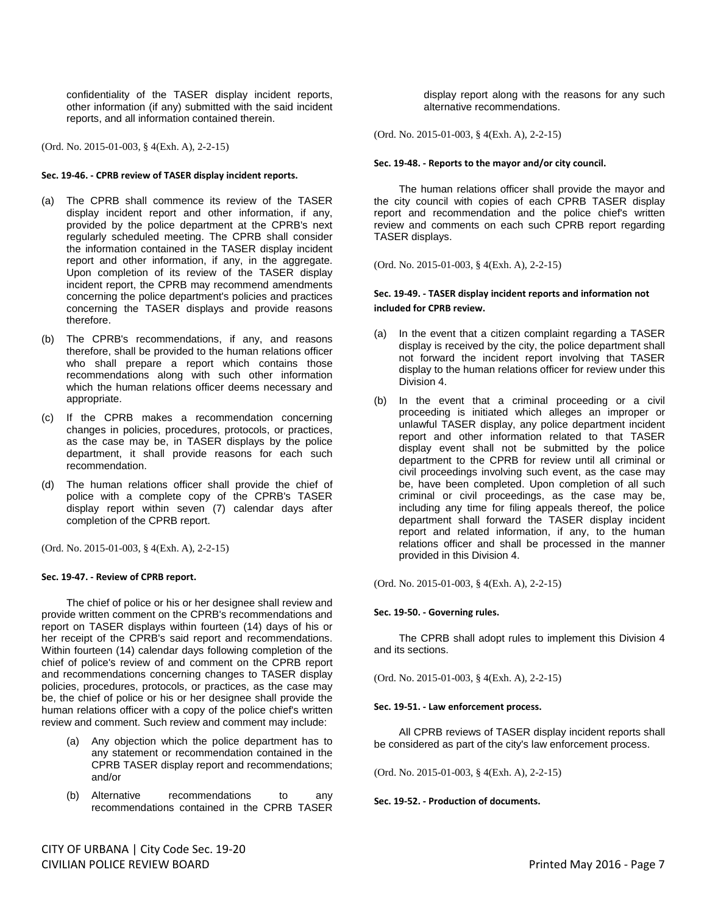confidentiality of the TASER display incident reports, other information (if any) submitted with the said incident reports, and all information contained therein.

(Ord. No. 2015-01-003, § 4(Exh. A), 2-2-15)

#### Sec. 19-46. - CPRB review of TASER display incident reports.

(a) The CPRB shall commence its review of the TASER display incident report and other information, if any, provided by the police department at the CPRB's next regularly scheduled meeting. The CPRB shall consider the information contained in the TASER display incident report and other information, if any, in the aggregate. Upon completion of its review of the TASER display incident report, the CPRB may recommend amendments concerning the police department's policies and practices concerning the TASER displays and provide reasons therefore.

(b) The CPRB's recommendations, if any, and reasons therefore, shall be provided to the human relations officer who shall prepare a report which contains those recommendations along with such other information which the human relations officer deems necessary and appropriate.

(c) If the CPRB makes a recommendation concerning changes in policies, procedures, protocols, or practices, as the case may be, in TASER displays by the police department, it shall provide reasons for each such recommendation.

(d) The human relations officer shall provide the chief of police with a complete copy of the CPRB's TASER display report within seven (7) calendar days after completion of the CPRB report.

(Ord. No. 2015-01-003, § 4(Exh. A), 2-2-15)

#### Sec. 19-47. - Review of CPRB report.

The chief of police or his or her designee shall review and provide written comment on the CPRB's recommendations and report on TASER displays within fourteen (14) days of his or her receipt of the CPRB's said report and recommendations. Within fourteen (14) calendar days following completion of the chief of police's review of and comment on the CPRB report and recommendations concerning changes to TASER display policies, procedures, protocols, or practices, as the case may be, the chief of police or his or her designee shall provide the human relations officer with a copy of the police chief's written review and comment. Such review and comment may include:

(a) Any objection which the police department has to any statement or recommendation contained in the CPRB TASER display report and recommendations; and/or

(b) Alternative recommendations to any recommendations contained in the CPRB TASER display report along with the reasons for any such alternative recommendations.

(Ord. No. 2015-01-003, § 4(Exh. A), 2-2-15)

#### Sec. 19-48. - Reports to the mayor and/or city council.

The human relations officer shall provide the mayor and the city council with copies of each CPRB TASER display report and recommendation and the police chief's written review and comments on each such CPRB report regarding TASER displays.

(Ord. No. 2015-01-003, § 4(Exh. A), 2-2-15)

#### Sec. 19-49. - TASER display incident reports and information not included for CPRB review.

(a) In the event that a citizen complaint regarding a TASER display is received by the city, the police department shall not forward the incident report involving that TASER display to the human relations officer for review under this Division 4.

(b) In the event that a criminal proceeding or a civil proceeding is initiated which alleges an improper or unlawful TASER display, any police department incident report and other information related to that TASER display event shall not be submitted by the police department to the CPRB for review until all criminal or civil proceedings involving such event, as the case may be, have been completed. Upon completion of all such criminal or civil proceedings, as the case may be, including any time for filing appeals thereof, the police department shall forward the TASER display incident report and related information, if any, to the human relations officer and shall be processed in the manner provided in this Division 4.

(Ord. No. 2015-01-003, § 4(Exh. A), 2-2-15)

#### Sec. 19-50. - Governing rules.

The CPRB shall adopt rules to implement this Division 4 and its sections.

(Ord. No. 2015-01-003, § 4(Exh. A), 2-2-15)

#### Sec. 19-51. - Law enforcement process.

All CPRB reviews of TASER display incident reports shall be considered as part of the city's law enforcement process.

(Ord. No. 2015-01-003, § 4(Exh. A), 2-2-15)

#### Sec. 19-52. - Production of documents.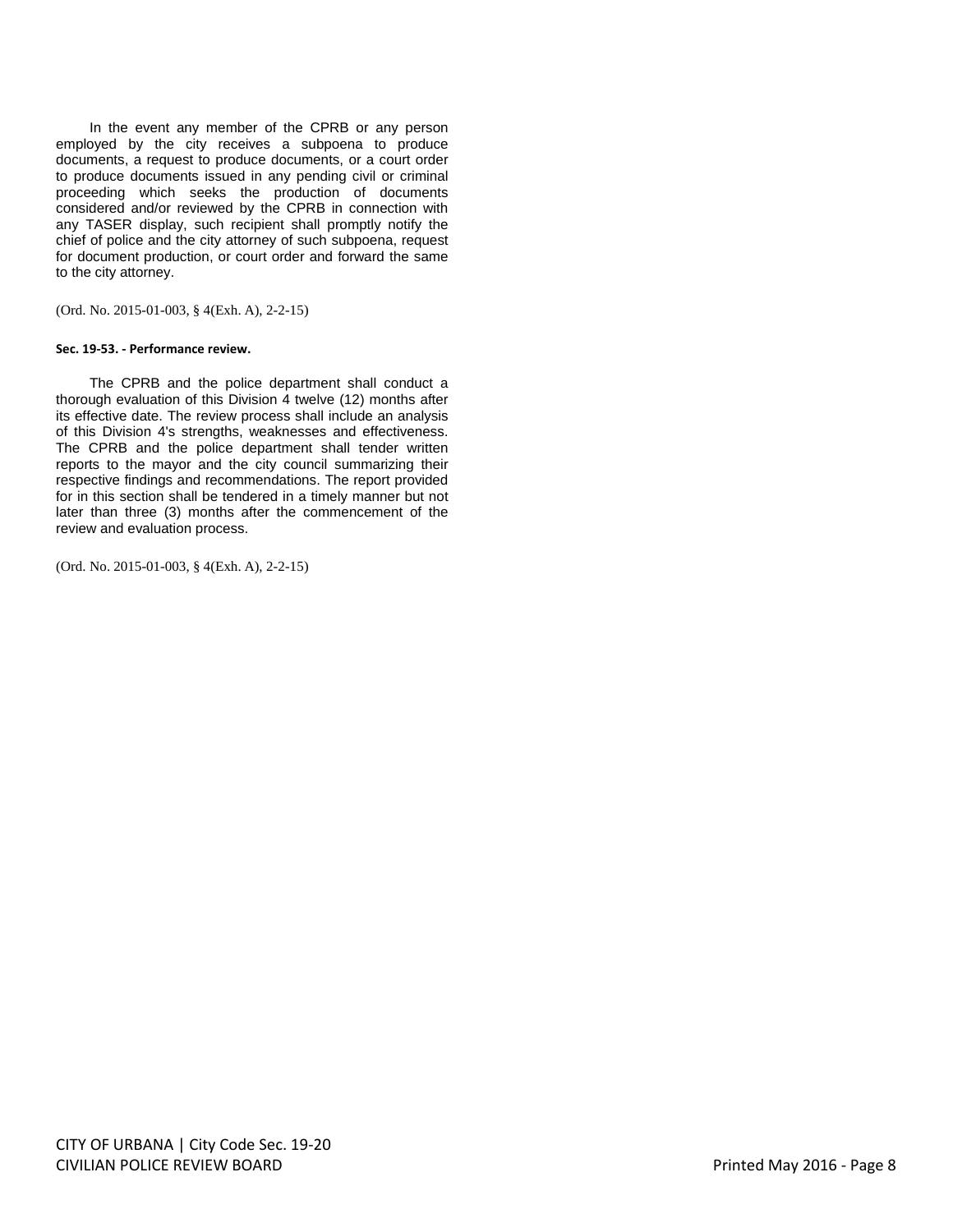In the event any member of the CPRB or any person employed by the city receives a subpoena to produce documents, a request to produce documents, or a court order to produce documents issued in any pending civil or criminal proceeding which seeks the production of documents considered and/or reviewed by the CPRB in connection with any TASER display, such recipient shall promptly notify the chief of police and the city attorney of such subpoena, request for document production, or court order and forward the same to the city attorney.

(Ord. No. 2015-01-003, § 4(Exh. A), 2-2-15)

**Sec. 19-53. - Performance review.**

The CPRB and the police department shall conduct a thorough evaluation of this Division 4 twelve (12) months after its effective date. The review process shall include an analysis of this Division 4's strengths, weaknesses and effectiveness. The CPRB and the police department shall tender written reports to the mayor and the city council summarizing their respective findings and recommendations. The report provided for in this section shall be tendered in a timely manner but not later than three (3) months after the commencement of the review and evaluation process.

(Ord. No. 2015-01-003, § 4(Exh. A), 2-2-15)